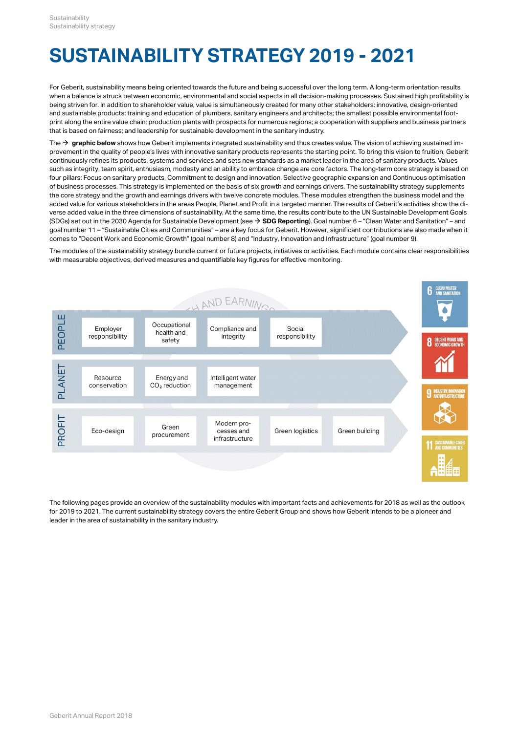# SUSTAINABILITY STRATEGY 2019 - 2021

For Geberit, sustainability means being oriented towards the future and being successful over the long term. A long-term orientation results when a balance is struck between economic, environmental and social aspects in all decision-making processes. Sustained high profitability is being striven for. In addition to shareholder value, value is simultaneously created for many other stakeholders: innovative, design-oriented and sustainable products; training and education of plumbers, sanitary engineers and architects; the smallest possible environmental footprint along the entire value chain; production plants with prospects for numerous regions; a cooperation with suppliers and business partners that is based on fairness; and leadership for sustainable development in the sanitary industry.

The → **graphic below** shows how Geberit implements integrated sustainability and thus creates value. The vision of achieving sustained improvement in the quality of people's lives with innovative sanitary products represents the starting point. To bring this vision to fruition, Geberit continuously refines its products, systems and services and sets new standards as a market leader in the area of sanitary products. Values such as integrity, team spirit, enthusiasm, modesty and an ability to embrace change are core factors. The long-term core strategy is based on four pillars: Focus on sanitary products, Commitment to design and innovation, Selective geographic expansion and Continuous optimisation of business processes. This strategy is implemented on the basis of six growth and earnings drivers. The sustainability strategy supplements the core strategy and the growth and earnings drivers with twelve concrete modules. These modules strengthen the business model and the added value for various stakeholders in the areas People, Planet and Profit in a targeted manner. The results of Geberit's activities show the diverse added value in the three dimensions of sustainability. At the same time, the results contribute to the UN Sustainable Development Goals (SDGs) set out in the 2030 Agenda for Sustainable Development (see → **SDG Reporting**). Goal number 6 – "Clean Water and Sanitation" – and goal number 11 – "Sustainable Cities and Communities" – are a key focus for Geberit. However, significant contributions are also made when it comes to "Decent Work and Economic Growth" (goal number 8) and "Industry, Innovation and Infrastructure" (goal number 9).

The modules of the sustainability strategy bundle current or future projects, initiatives or activities. Each module contains clear responsibilities with measurable objectives, derived measures and quantifiable key figures for effective monitoring.

| | | | | | |
|---|---|---|---|---|---|
| PEOPLE | Employer responsibility | Occupational health and safety | Compliance and integrity | Social responsibility | |
| PLANET | Resource conservation | Energy and $CO_2$ reduction | Intelligent water management | | |
| PROFIT | Eco-design | Green procurement | Modern processes and infrastructure | Green logistics | Green building |

SDGs: 6 Clean Water and Sanitation; 8 Decent Work and Economic Growth; 9 Industry, Innovation and Infrastructure; 11 Sustainable Cities and Communities

The following pages provide an overview of the sustainability modules with important facts and achievements for 2018 as well as the outlook for 2019 to 2021. The current sustainability strategy covers the entire Geberit Group and shows how Geberit intends to be a pioneer and leader in the area of sustainability in the sanitary industry.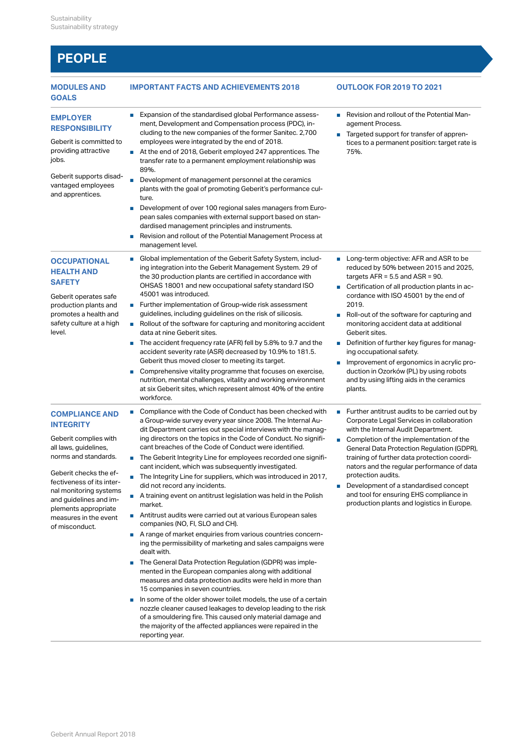# PEOPLE

| MODULES AND GOALS | IMPORTANT FACTS AND ACHIEVEMENTS 2018 | OUTLOOK FOR 2019 TO 2021 |
| --- | --- | --- |
| **EMPLOYER RESPONSIBILITY**<br><br>Geberit is committed to providing attractive jobs.<br><br>Geberit supports disadvantaged employees and apprentices. | ■ Expansion of the standardised global Performance assessment, Development and Compensation process (PDC), including to the new companies of the former Sanitec. 2,700 employees were integrated by the end of 2018.<br>■ At the end of 2018, Geberit employed 247 apprentices. The transfer rate to a permanent employment relationship was 89%.<br>■ Development of management personnel at the ceramics plants with the goal of promoting Geberit's performance culture.<br>■ Development of over 100 regional sales managers from European sales companies with external support based on standardised management principles and instruments.<br>■ Revision and rollout of the Potential Management Process at management level. | ■ Revision and rollout of the Potential Management Process.<br>■ Targeted support for transfer of apprentices to a permanent position: target rate is 75%. |
| **OCCUPATIONAL HEALTH AND SAFETY**<br><br>Geberit operates safe production plants and promotes a health and safety culture at a high level. | ■ Global implementation of the Geberit Safety System, including integration into the Geberit Management System. 29 of the 30 production plants are certified in accordance with OHSAS 18001 and new occupational safety standard ISO 45001 was introduced.<br>■ Further implementation of Group-wide risk assessment guidelines, including guidelines on the risk of silicosis.<br>■ Rollout of the software for capturing and monitoring accident data at nine Geberit sites.<br>■ The accident frequency rate (AFR) fell by 5.8% to 9.7 and the accident severity rate (ASR) decreased by 10.9% to 181.5. Geberit thus moved closer to meeting its target.<br>■ Comprehensive vitality programme that focuses on exercise, nutrition, mental challenges, vitality and working environment at six Geberit sites, which represent almost 40% of the entire workforce. | ■ Long-term objective: AFR and ASR to be reduced by 50% between 2015 and 2025, targets AFR = 5.5 and ASR = 90.<br>■ Certification of all production plants in accordance with ISO 45001 by the end of 2019.<br>■ Roll-out of the software for capturing and monitoring accident data at additional Geberit sites.<br>■ Definition of further key figures for managing occupational safety.<br>■ Improvement of ergonomics in acrylic production in Ozorków (PL) by using robots and by using lifting aids in the ceramics plants. |
| **COMPLIANCE AND INTEGRITY**<br><br>Geberit complies with all laws, guidelines, norms and standards.<br><br>Geberit checks the effectiveness of its internal monitoring systems and guidelines and implements appropriate measures in the event of misconduct. | ■ Compliance with the Code of Conduct has been checked with a Group-wide survey every year since 2008. The Internal Audit Department carries out special interviews with the managing directors on the topics in the Code of Conduct. No significant breaches of the Code of Conduct were identified.<br>■ The Geberit Integrity Line for employees recorded one significant incident, which was subsequently investigated.<br>■ The Integrity Line for suppliers, which was introduced in 2017, did not record any incidents.<br>■ A training event on antitrust legislation was held in the Polish market.<br>■ Antitrust audits were carried out at various European sales companies (NO, FI, SLO and CH).<br>■ A range of market enquiries from various countries concerning the permissibility of marketing and sales campaigns were dealt with.<br>■ The General Data Protection Regulation (GDPR) was implemented in the European companies along with additional measures and data protection audits were held in more than 15 companies in seven countries.<br>■ In some of the older shower toilet models, the use of a certain nozzle cleaner caused leakages to develop leading to the risk of a smouldering fire. This caused only material damage and the majority of the affected appliances were repaired in the reporting year. | ■ Further antitrust audits to be carried out by Corporate Legal Services in collaboration with the Internal Audit Department.<br>■ Completion of the implementation of the General Data Protection Regulation (GDPR), training of further data protection coordinators and the regular performance of data protection audits.<br>■ Development of a standardised concept and tool for ensuring EHS compliance in production plants and logistics in Europe. |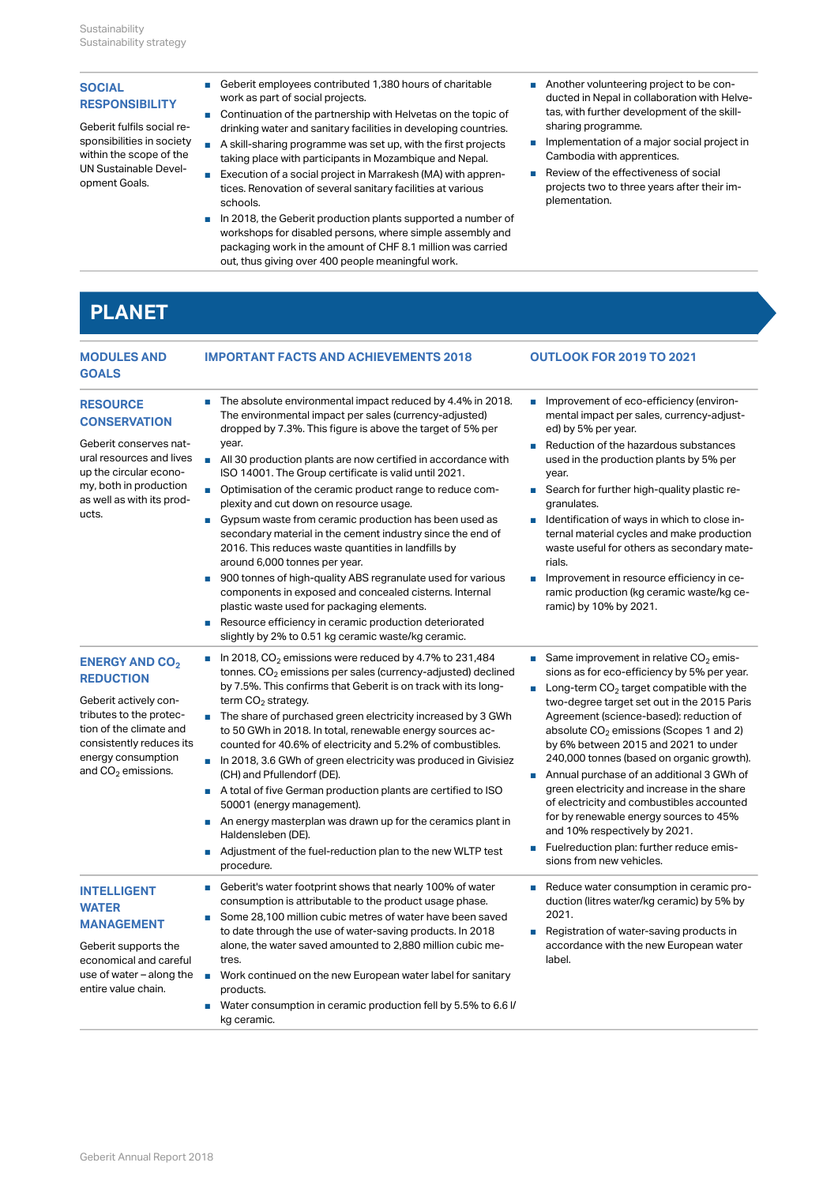| SOCIAL RESPONSIBILITY | | |
|---|---|---|
| Geberit fulfils social responsibilities in society within the scope of the UN Sustainable Development Goals. | ■ Geberit employees contributed 1,380 hours of charitable work as part of social projects.<br>■ Continuation of the partnership with Helvetas on the topic of drinking water and sanitary facilities in developing countries.<br>■ A skill-sharing programme was set up, with the first projects taking place with participants in Mozambique and Nepal.<br>■ Execution of a social project in Marrakesh (MA) with apprentices. Renovation of several sanitary facilities at various schools.<br>■ In 2018, the Geberit production plants supported a number of workshops for disabled persons, where simple assembly and packaging work in the amount of CHF 8.1 million was carried out, thus giving over 400 people meaningful work. | ■ Another volunteering project to be conducted in Nepal in collaboration with Helvetas, with further development of the skill-sharing programme.<br>■ Implementation of a major social project in Cambodia with apprentices.<br>■ Review of the effectiveness of social projects two to three years after their implementation. |

# PLANET

| MODULES AND GOALS | IMPORTANT FACTS AND ACHIEVEMENTS 2018 | OUTLOOK FOR 2019 TO 2021 |
|---|---|---|
| **RESOURCE CONSERVATION**<br>Geberit conserves natural resources and lives up the circular economy, both in production as well as with its products. | ■ The absolute environmental impact reduced by 4.4% in 2018. The environmental impact per sales (currency-adjusted) dropped by 7.3%. This figure is above the target of 5% per year.<br>■ All 30 production plants are now certified in accordance with ISO 14001. The Group certificate is valid until 2021.<br>■ Optimisation of the ceramic product range to reduce complexity and cut down on resource usage.<br>■ Gypsum waste from ceramic production has been used as secondary material in the cement industry since the end of 2016. This reduces waste quantities in landfills by around 6,000 tonnes per year.<br>■ 900 tonnes of high-quality ABS regranulate used for various components in exposed and concealed cisterns. Internal plastic waste used for packaging elements.<br>■ Resource efficiency in ceramic production deteriorated slightly by 2% to 0.51 kg ceramic waste/kg ceramic. | ■ Improvement of eco-efficiency (environmental impact per sales, currency-adjusted) by 5% per year.<br>■ Reduction of the hazardous substances used in the production plants by 5% per year.<br>■ Search for further high-quality plastic regranulates.<br>■ Identification of ways in which to close internal material cycles and make production waste useful for others as secondary materials.<br>■ Improvement in resource efficiency in ceramic production (kg ceramic waste/kg ceramic) by 10% by 2021. |
| **ENERGY AND $CO_2$ REDUCTION**<br>Geberit actively contributes to the protection of the climate and consistently reduces its energy consumption and $CO_2$ emissions. | ■ In 2018, $CO_2$ emissions were reduced by 4.7% to 231,484 tonnes. $CO_2$ emissions per sales (currency-adjusted) declined by 7.5%. This confirms that Geberit is on track with its long-term $CO_2$ strategy.<br>■ The share of purchased green electricity increased by 3 GWh to 50 GWh in 2018. In total, renewable energy sources accounted for 40.6% of electricity and 5.2% of combustibles.<br>■ In 2018, 3.6 GWh of green electricity was produced in Givisiez (CH) and Pfullendorf (DE).<br>■ A total of five German production plants are certified to ISO 50001 (energy management).<br>■ An energy masterplan was drawn up for the ceramics plant in Haldensleben (DE).<br>■ Adjustment of the fuel-reduction plan to the new WLTP test procedure. | ■ Same improvement in relative $CO_2$ emissions as for eco-efficiency by 5% per year.<br>■ Long-term $CO_2$ target compatible with the two-degree target set out in the 2015 Paris Agreement (science-based): reduction of absolute $CO_2$ emissions (Scopes 1 and 2) by 6% between 2015 and 2021 to under 240,000 tonnes (based on organic growth).<br>■ Annual purchase of an additional 3 GWh of green electricity and increase in the share of electricity and combustibles accounted for by renewable energy sources to 45% and 10% respectively by 2021.<br>■ Fuelreduction plan: further reduce emissions from new vehicles. |
| **INTELLIGENT WATER MANAGEMENT**<br>Geberit supports the economical and careful use of water – along the entire value chain. | ■ Geberit's water footprint shows that nearly 100% of water consumption is attributable to the product usage phase.<br>■ Some 28,100 million cubic metres of water have been saved to date through the use of water-saving products. In 2018 alone, the water saved amounted to 2,880 million cubic metres.<br>■ Work continued on the new European water label for sanitary products.<br>■ Water consumption in ceramic production fell by 5.5% to 6.6 l/kg ceramic. | ■ Reduce water consumption in ceramic production (litres water/kg ceramic) by 5% by 2021.<br>■ Registration of water-saving products in accordance with the new European water label. |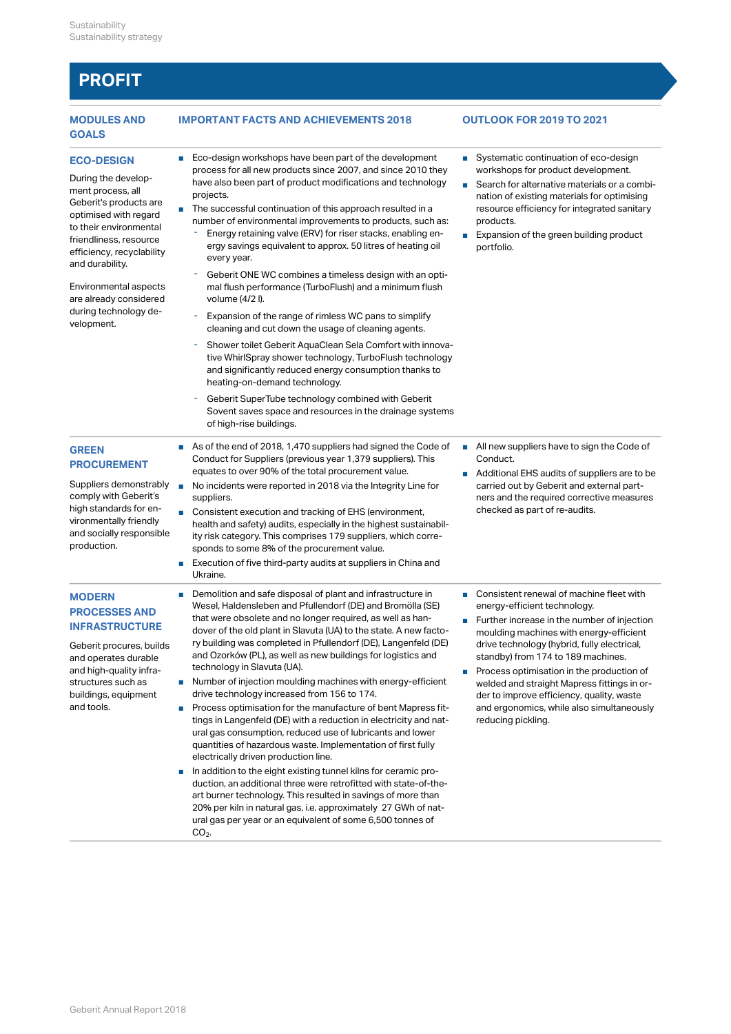## PROFIT

| MODULES AND GOALS | IMPORTANT FACTS AND ACHIEVEMENTS 2018 | OUTLOOK FOR 2019 TO 2021 |
| --- | --- | --- |
| **ECO-DESIGN**<br><br>During the development process, all Geberit's products are optimised with regard to their environmental friendliness, resource efficiency, recyclability and durability.<br><br>Environmental aspects are already considered during technology development. | ■ Eco-design workshops have been part of the development process for all new products since 2007, and since 2010 they have also been part of product modifications and technology projects.<br>■ The successful continuation of this approach resulted in a number of environmental improvements to products, such as:<br>- Energy retaining valve (ERV) for riser stacks, enabling energy savings equivalent to approx. 50 litres of heating oil every year.<br>- Geberit ONE WC combines a timeless design with an optimal flush performance (TurboFlush) and a minimum flush volume (4/2 l).<br>- Expansion of the range of rimless WC pans to simplify cleaning and cut down the usage of cleaning agents.<br>- Shower toilet Geberit AquaClean Sela Comfort with innovative WhirlSpray shower technology, TurboFlush technology and significantly reduced energy consumption thanks to heating-on-demand technology.<br>- Geberit SuperTube technology combined with Geberit Sovent saves space and resources in the drainage systems of high-rise buildings. | ■ Systematic continuation of eco-design workshops for product development.<br>■ Search for alternative materials or a combination of existing materials for optimising resource efficiency for integrated sanitary products.<br>■ Expansion of the green building product portfolio. |
| **GREEN PROCUREMENT**<br><br>Suppliers demonstrably comply with Geberit's high standards for environmentally friendly and socially responsible production. | ■ As of the end of 2018, 1,470 suppliers had signed the Code of Conduct for Suppliers (previous year 1,379 suppliers). This equates to over 90% of the total procurement value.<br>■ No incidents were reported in 2018 via the Integrity Line for suppliers.<br>■ Consistent execution and tracking of EHS (environment, health and safety) audits, especially in the highest sustainability risk category. This comprises 179 suppliers, which corresponds to some 8% of the procurement value.<br>■ Execution of five third-party audits at suppliers in China and Ukraine. | ■ All new suppliers have to sign the Code of Conduct.<br>■ Additional EHS audits of suppliers are to be carried out by Geberit and external partners and the required corrective measures checked as part of re-audits. |
| **MODERN PROCESSES AND INFRASTRUCTURE**<br><br>Geberit procures, builds and operates durable and high-quality infrastructures such as buildings, equipment and tools. | ■ Demolition and safe disposal of plant and infrastructure in Wesel, Haldensleben and Pfullendorf (DE) and Bromölla (SE) that were obsolete and no longer required, as well as handover of the old plant in Slavuta (UA) to the state. A new factory building was completed in Pfullendorf (DE), Langenfeld (DE) and Ozorków (PL), as well as new buildings for logistics and technology in Slavuta (UA).<br>■ Number of injection moulding machines with energy-efficient drive technology increased from 156 to 174.<br>■ Process optimisation for the manufacture of bent Mapress fittings in Langenfeld (DE) with a reduction in electricity and natural gas consumption, reduced use of lubricants and lower quantities of hazardous waste. Implementation of first fully electrically driven production line.<br>■ In addition to the eight existing tunnel kilns for ceramic production, an additional three were retrofitted with state-of-the-art burner technology. This resulted in savings of more than 20% per kiln in natural gas, i.e. approximately 27 GWh of natural gas per year or an equivalent of some 6,500 tonnes of $CO_2$. | ■ Consistent renewal of machine fleet with energy-efficient technology.<br>■ Further increase in the number of injection moulding machines with energy-efficient drive technology (hybrid, fully electrical, standby) from 174 to 189 machines.<br>■ Process optimisation in the production of welded and straight Mapress fittings in order to improve efficiency, quality, waste and ergonomics, while also simultaneously reducing pickling. |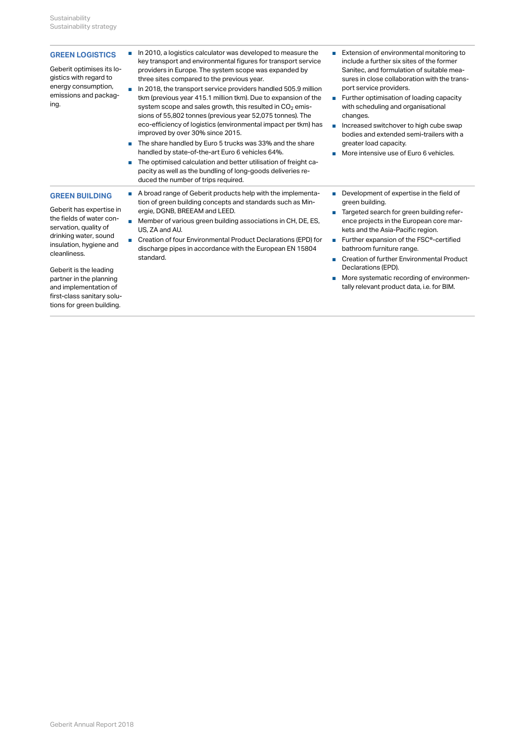## GREEN LOGISTICS

Geberit optimises its logistics with regard to energy consumption, emissions and packaging.

- In 2010, a logistics calculator was developed to measure the key transport and environmental figures for transport service providers in Europe. The system scope was expanded by three sites compared to the previous year.
- In 2018, the transport service providers handled 505.9 million tkm (previous year 415.1 million tkm). Due to expansion of the system scope and sales growth, this resulted in $CO_2$ emissions of 55,802 tonnes (previous year 52,075 tonnes). The eco-efficiency of logistics (environmental impact per tkm) has improved by over 30% since 2015.
- The share handled by Euro 5 trucks was 33% and the share handled by state-of-the-art Euro 6 vehicles 64%.
- The optimised calculation and better utilisation of freight capacity as well as the bundling of long-goods deliveries reduced the number of trips required.

- Extension of environmental monitoring to include a further six sites of the former Sanitec, and formulation of suitable measures in close collaboration with the transport service providers.
- Further optimisation of loading capacity with scheduling and organisational changes.
- Increased switchover to high cube swap bodies and extended semi-trailers with a greater load capacity.
- More intensive use of Euro 6 vehicles.

## GREEN BUILDING

Geberit has expertise in the fields of water conservation, quality of drinking water, sound insulation, hygiene and cleanliness.

Geberit is the leading partner in the planning and implementation of first-class sanitary solutions for green building.

- A broad range of Geberit products help with the implementation of green building concepts and standards such as Minergie, DGNB, BREEAM and LEED.
- Member of various green building associations in CH, DE, ES, US, ZA and AU.
- Creation of four Environmental Product Declarations (EPD) for discharge pipes in accordance with the European EN 15804 standard.

- Development of expertise in the field of green building.
- Targeted search for green building reference projects in the European core markets and the Asia-Pacific region.
- Further expansion of the FSC®-certified bathroom furniture range.
- Creation of further Environmental Product Declarations (EPD).
- More systematic recording of environmentally relevant product data, i.e. for BIM.